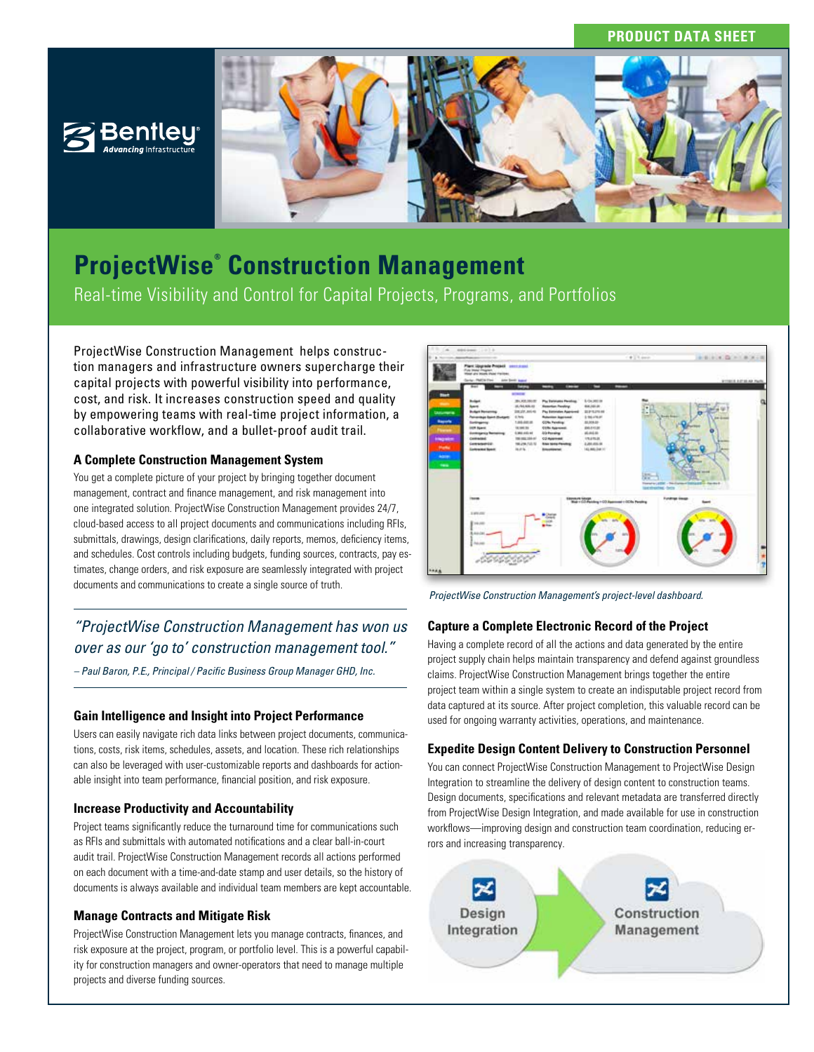PRODUCT DATA SHEET

# ProjectWise® Construction Management

Real-time Visibility and Control for Capital Projects, Programs, and Portfolios

ProjectWise Construction Management helps construction managers and infrastructure owners supercharge their capital projects with powerful visibility into performance, cost, and risk. It increases construction speed and quality by empowering teams with real-time project information, a collaborative workflow, and a bullet-proof audit trail.

### A Complete Construction Management System

You get a complete picture of your project by bringing together document management, contract and finance management, and risk management into one integrated solution. ProjectWise Construction Management provides 24/7, cloud-based access to all project documents and communications including RFIs, submittals, drawings, design clarifications, daily reports, memos, deficiency items, and schedules. Cost controls including budgets, funding sources, contracts, pay estimates, change orders, and risk exposure are seamlessly integrated with project documents and communications to create a single source of truth.

> *"ProjectWise Construction Management has won us over as our 'go to' construction management tool."*
>
> *– Paul Baron, P.E., Principal / Pacific Business Group Manager GHD, Inc.*

### Gain Intelligence and Insight into Project Performance

Users can easily navigate rich data links between project documents, communications, costs, risk items, schedules, assets, and location. These rich relationships can also be leveraged with user-customizable reports and dashboards for actionable insight into team performance, financial position, and risk exposure.

### Increase Productivity and Accountability

Project teams significantly reduce the turnaround time for communications such as RFIs and submittals with automated notifications and a clear ball-in-court audit trail. ProjectWise Construction Management records all actions performed on each document with a time-and-date stamp and user details, so the history of documents is always available and individual team members are kept accountable.

### Manage Contracts and Mitigate Risk

ProjectWise Construction Management lets you manage contracts, finances, and risk exposure at the project, program, or portfolio level. This is a powerful capability for construction managers and owner-operators that need to manage multiple projects and diverse funding sources.

*ProjectWise Construction Management's project-level dashboard.*

### Capture a Complete Electronic Record of the Project

Having a complete record of all the actions and data generated by the entire project supply chain helps maintain transparency and defend against groundless claims. ProjectWise Construction Management brings together the entire project team within a single system to create an indisputable project record from data captured at its source. After project completion, this valuable record can be used for ongoing warranty activities, operations, and maintenance.

### Expedite Design Content Delivery to Construction Personnel

You can connect ProjectWise Construction Management to ProjectWise Design Integration to streamline the delivery of design content to construction teams. Design documents, specifications and relevant metadata are transferred directly from ProjectWise Design Integration, and made available for use in construction workflows—improving design and construction team coordination, reducing errors and increasing transparency.

Design Integration → Construction Management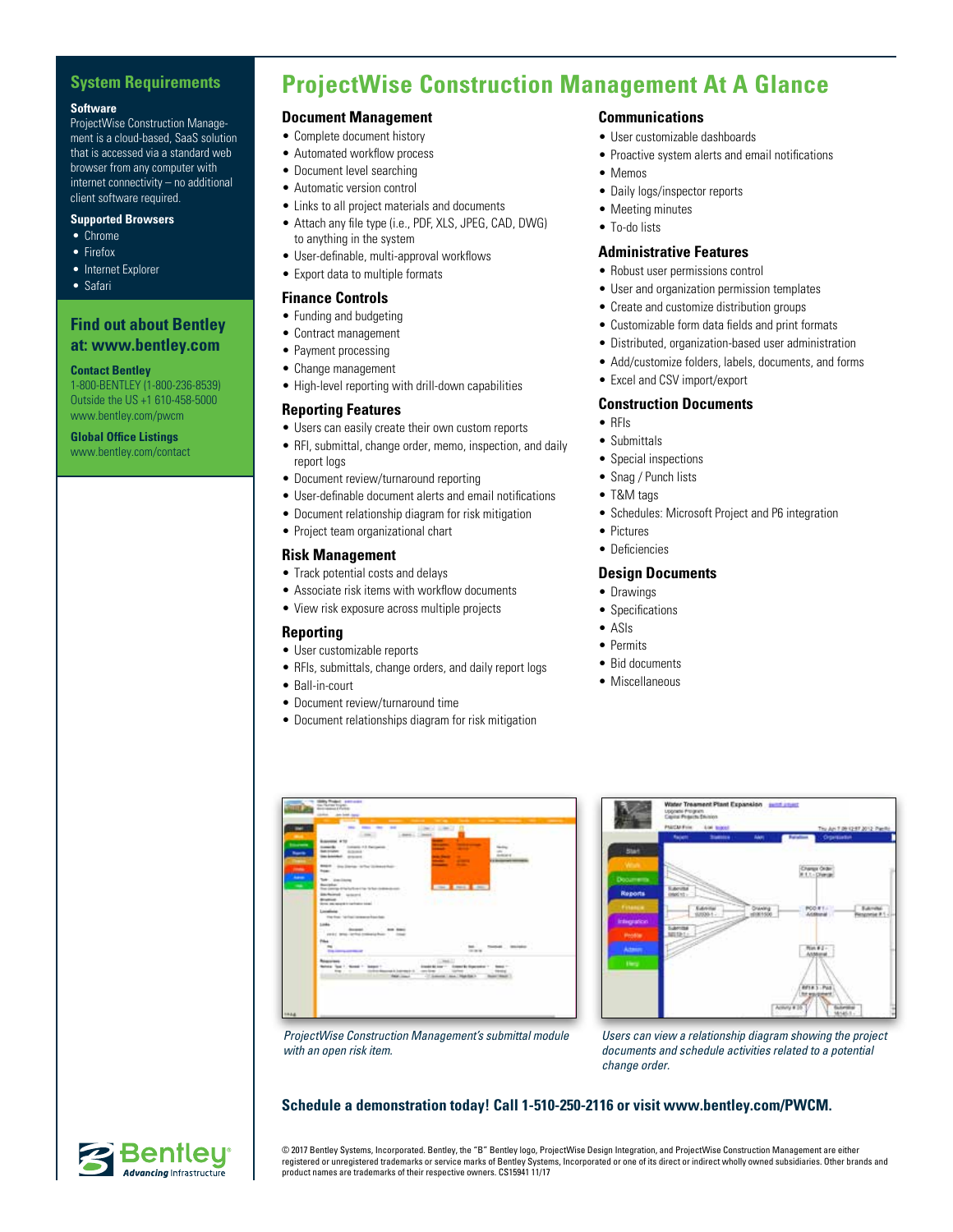## System Requirements

**Software**

ProjectWise Construction Management is a cloud-based, SaaS solution that is accessed via a standard web browser from any computer with internet connectivity – no additional client software required.

**Supported Browsers**

- Chrome
- Firefox
- Internet Explorer
- Safari

## Find out about Bentley at: www.bentley.com

**Contact Bentley**

1-800-BENTLEY (1-800-236-8539)
Outside the US +1 610-458-5000
www.bentley.com/pwcm

**Global Office Listings**

www.bentley.com/contact

# ProjectWise Construction Management At A Glance

### Document Management

- Complete document history
- Automated workflow process
- Document level searching
- Automatic version control
- Links to all project materials and documents
- Attach any file type (i.e., PDF, XLS, JPEG, CAD, DWG) to anything in the system
- User-definable, multi-approval workflows
- Export data to multiple formats

### Finance Controls

- Funding and budgeting
- Contract management
- Payment processing
- Change management
- High-level reporting with drill-down capabilities

### Reporting Features

- Users can easily create their own custom reports
- RFI, submittal, change order, memo, inspection, and daily report logs
- Document review/turnaround reporting
- User-definable document alerts and email notifications
- Document relationship diagram for risk mitigation
- Project team organizational chart

### Risk Management

- Track potential costs and delays
- Associate risk items with workflow documents
- View risk exposure across multiple projects

### Reporting

- User customizable reports
- RFIs, submittals, change orders, and daily report logs
- Ball-in-court
- Document review/turnaround time
- Document relationships diagram for risk mitigation

### Communications

- User customizable dashboards
- Proactive system alerts and email notifications
- Memos
- Daily logs/inspector reports
- Meeting minutes
- To-do lists

### Administrative Features

- Robust user permissions control
- User and organization permission templates
- Create and customize distribution groups
- Customizable form data fields and print formats
- Distributed, organization-based user administration
- Add/customize folders, labels, documents, and forms
- Excel and CSV import/export

### Construction Documents

- RFIs
- Submittals
- Special inspections
- Snag / Punch lists
- T&M tags
- Schedules: Microsoft Project and P6 integration
- Pictures
- Deficiencies

### Design Documents

- Drawings
- Specifications
- ASIs
- Permits
- Bid documents
- Miscellaneous

*ProjectWise Construction Management's submittal module with an open risk item.*

*Users can view a relationship diagram showing the project documents and schedule activities related to a potential change order.*

**Schedule a demonstration today! Call 1-510-250-2116 or visit www.bentley.com/PWCM.**

© 2017 Bentley Systems, Incorporated. Bentley, the "B" Bentley logo, ProjectWise Design Integration, and ProjectWise Construction Management are either registered or unregistered trademarks or service marks of Bentley Systems, Incorporated or one of its direct or indirect wholly owned subsidiaries. Other brands and product names are trademarks of their respective owners. CS15941 11/17